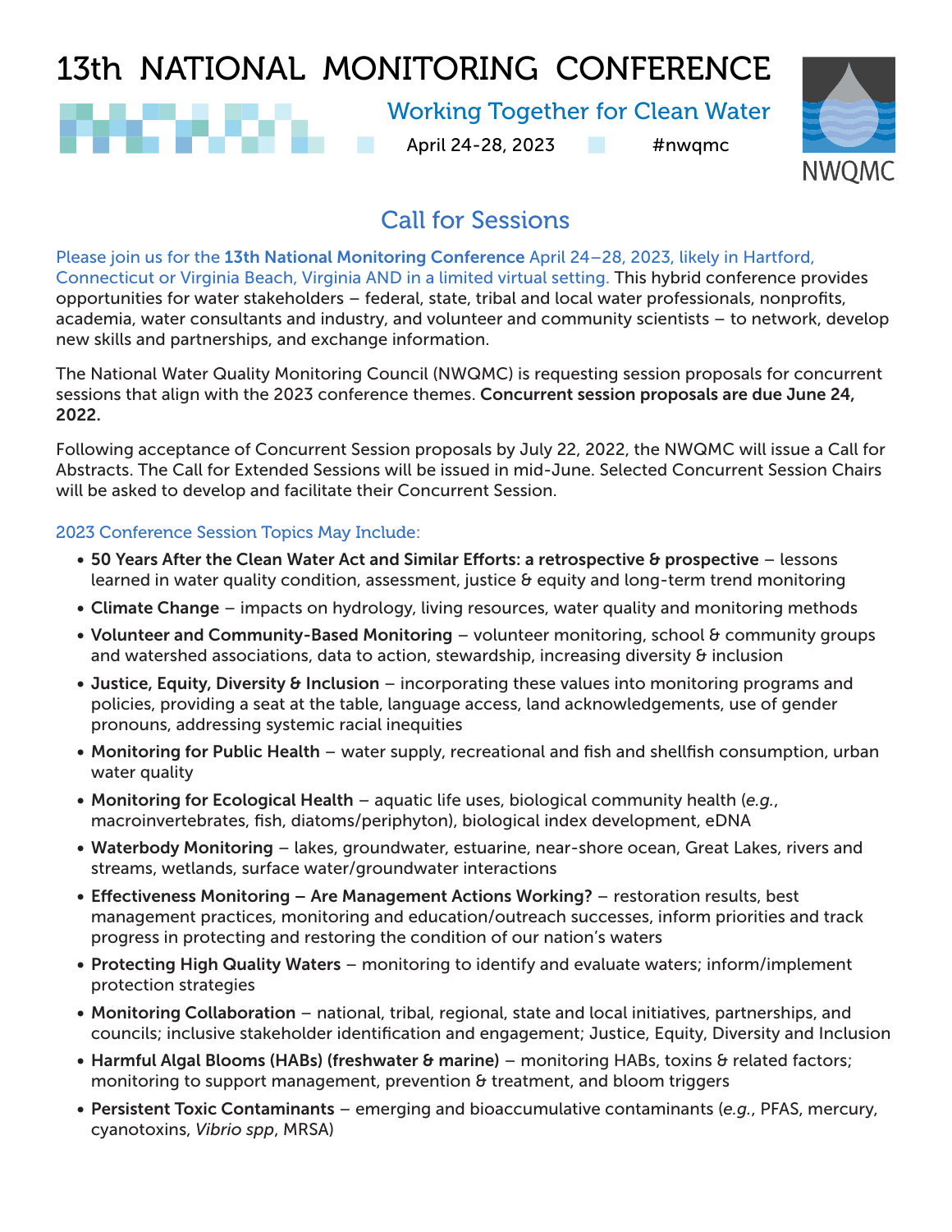# 13th NATIONAL MONITORING CONFERENCE

Working Together for Clean Water

April 24-28, 2023 #nwqmc

NWQMC

## Call for Sessions

Please join us for the **13th National Monitoring Conference** April 24–28, 2023, likely in Hartford, Connecticut or Virginia Beach, Virginia AND in a limited virtual setting. This hybrid conference provides opportunities for water stakeholders – federal, state, tribal and local water professionals, nonprofits, academia, water consultants and industry, and volunteer and community scientists – to network, develop new skills and partnerships, and exchange information.

The National Water Quality Monitoring Council (NWQMC) is requesting session proposals for concurrent sessions that align with the 2023 conference themes. **Concurrent session proposals are due June 24, 2022.**

Following acceptance of Concurrent Session proposals by July 22, 2022, the NWQMC will issue a Call for Abstracts. The Call for Extended Sessions will be issued in mid-June. Selected Concurrent Session Chairs will be asked to develop and facilitate their Concurrent Session.

### 2023 Conference Session Topics May Include:

- **50 Years After the Clean Water Act and Similar Efforts: a retrospective & prospective** – lessons learned in water quality condition, assessment, justice & equity and long-term trend monitoring
- **Climate Change** – impacts on hydrology, living resources, water quality and monitoring methods
- **Volunteer and Community-Based Monitoring** – volunteer monitoring, school & community groups and watershed associations, data to action, stewardship, increasing diversity & inclusion
- **Justice, Equity, Diversity & Inclusion** – incorporating these values into monitoring programs and policies, providing a seat at the table, language access, land acknowledgements, use of gender pronouns, addressing systemic racial inequities
- **Monitoring for Public Health** – water supply, recreational and fish and shellfish consumption, urban water quality
- **Monitoring for Ecological Health** – aquatic life uses, biological community health (*e.g.*, macroinvertebrates, fish, diatoms/periphyton), biological index development, eDNA
- **Waterbody Monitoring** – lakes, groundwater, estuarine, near-shore ocean, Great Lakes, rivers and streams, wetlands, surface water/groundwater interactions
- **Effectiveness Monitoring – Are Management Actions Working?** – restoration results, best management practices, monitoring and education/outreach successes, inform priorities and track progress in protecting and restoring the condition of our nation's waters
- **Protecting High Quality Waters** – monitoring to identify and evaluate waters; inform/implement protection strategies
- **Monitoring Collaboration** – national, tribal, regional, state and local initiatives, partnerships, and councils; inclusive stakeholder identification and engagement; Justice, Equity, Diversity and Inclusion
- **Harmful Algal Blooms (HABs) (freshwater & marine)** – monitoring HABs, toxins & related factors; monitoring to support management, prevention & treatment, and bloom triggers
- **Persistent Toxic Contaminants** – emerging and bioaccumulative contaminants (*e.g.*, PFAS, mercury, cyanotoxins, *Vibrio spp*, MRSA)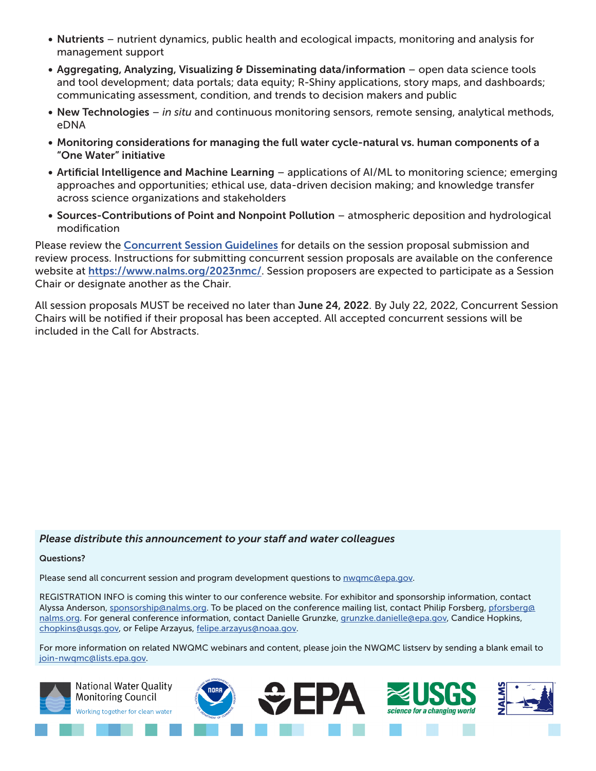- **Nutrients** – nutrient dynamics, public health and ecological impacts, monitoring and analysis for management support
- **Aggregating, Analyzing, Visualizing & Disseminating data/information** – open data science tools and tool development; data portals; data equity; R-Shiny applications, story maps, and dashboards; communicating assessment, condition, and trends to decision makers and public
- **New Technologies** – *in situ* and continuous monitoring sensors, remote sensing, analytical methods, eDNA
- **Monitoring considerations for managing the full water cycle-natural vs. human components of a "One Water" initiative**
- **Artificial Intelligence and Machine Learning** – applications of AI/ML to monitoring science; emerging approaches and opportunities; ethical use, data-driven decision making; and knowledge transfer across science organizations and stakeholders
- **Sources-Contributions of Point and Nonpoint Pollution** – atmospheric deposition and hydrological modification

Please review the **Concurrent Session Guidelines** for details on the session proposal submission and review process. Instructions for submitting concurrent session proposals are available on the conference website at **https://www.nalms.org/2023nmc/**. Session proposers are expected to participate as a Session Chair or designate another as the Chair.

All session proposals MUST be received no later than **June 24, 2022**. By July 22, 2022, Concurrent Session Chairs will be notified if their proposal has been accepted. All accepted concurrent sessions will be included in the Call for Abstracts.

***Please distribute this announcement to your staff and water colleagues***

**Questions?**

Please send all concurrent session and program development questions to nwqmc@epa.gov.

REGISTRATION INFO is coming this winter to our conference website. For exhibitor and sponsorship information, contact Alyssa Anderson, sponsorship@nalms.org. To be placed on the conference mailing list, contact Philip Forsberg, pforsberg@nalms.org. For general conference information, contact Danielle Grunzke, grunzke.danielle@epa.gov, Candice Hopkins, chopkins@usgs.gov, or Felipe Arzayus, felipe.arzayus@noaa.gov.

For more information on related NWQMC webinars and content, please join the NWQMC listserv by sending a blank email to join-nwqmc@lists.epa.gov.

National Water Quality Monitoring Council
Working together for clean water

NOAA

EPA

USGS
science for a changing world

NALMS